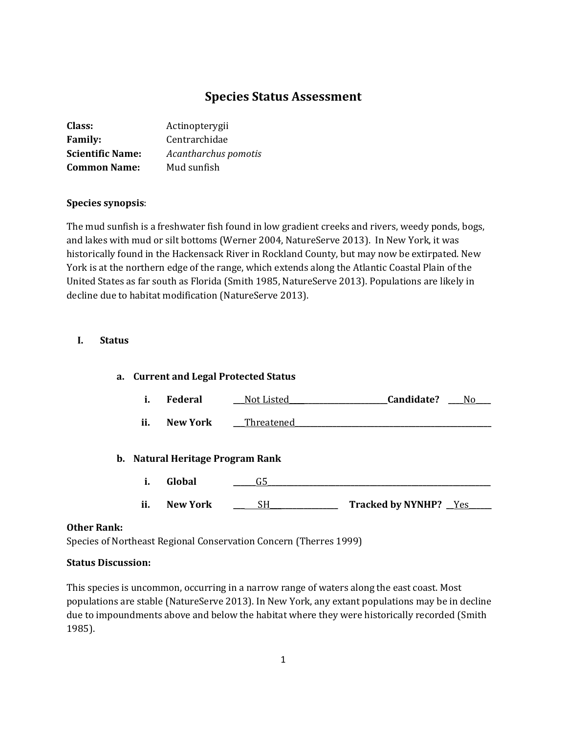# Species Status Assessment

**Class:** Actinopterygii
**Family:** Centrarchidae
**Scientific Name:** *Acantharchus pomotis*
**Common Name:** Mud sunfish

**Species synopsis**:

The mud sunfish is a freshwater fish found in low gradient creeks and rivers, weedy ponds, bogs, and lakes with mud or silt bottoms (Werner 2004, NatureServe 2013). In New York, it was historically found in the Hackensack River in Rockland County, but may now be extirpated. New York is at the northern edge of the range, which extends along the Atlantic Coastal Plain of the United States as far south as Florida (Smith 1985, NatureServe 2013). Populations are likely in decline due to habitat modification (NatureServe 2013).

## I. Status

### a. Current and Legal Protected Status

i. **Federal** ___Not Listed___ **Candidate?** ___No___

ii. **New York** ___Threatened___

### b. Natural Heritage Program Rank

i. **Global** ___G5___

ii. **New York** ___SH___ **Tracked by NYNHP?** ___Yes___

**Other Rank:**
Species of Northeast Regional Conservation Concern (Therres 1999)

**Status Discussion:**

This species is uncommon, occurring in a narrow range of waters along the east coast. Most populations are stable (NatureServe 2013). In New York, any extant populations may be in decline due to impoundments above and below the habitat where they were historically recorded (Smith 1985).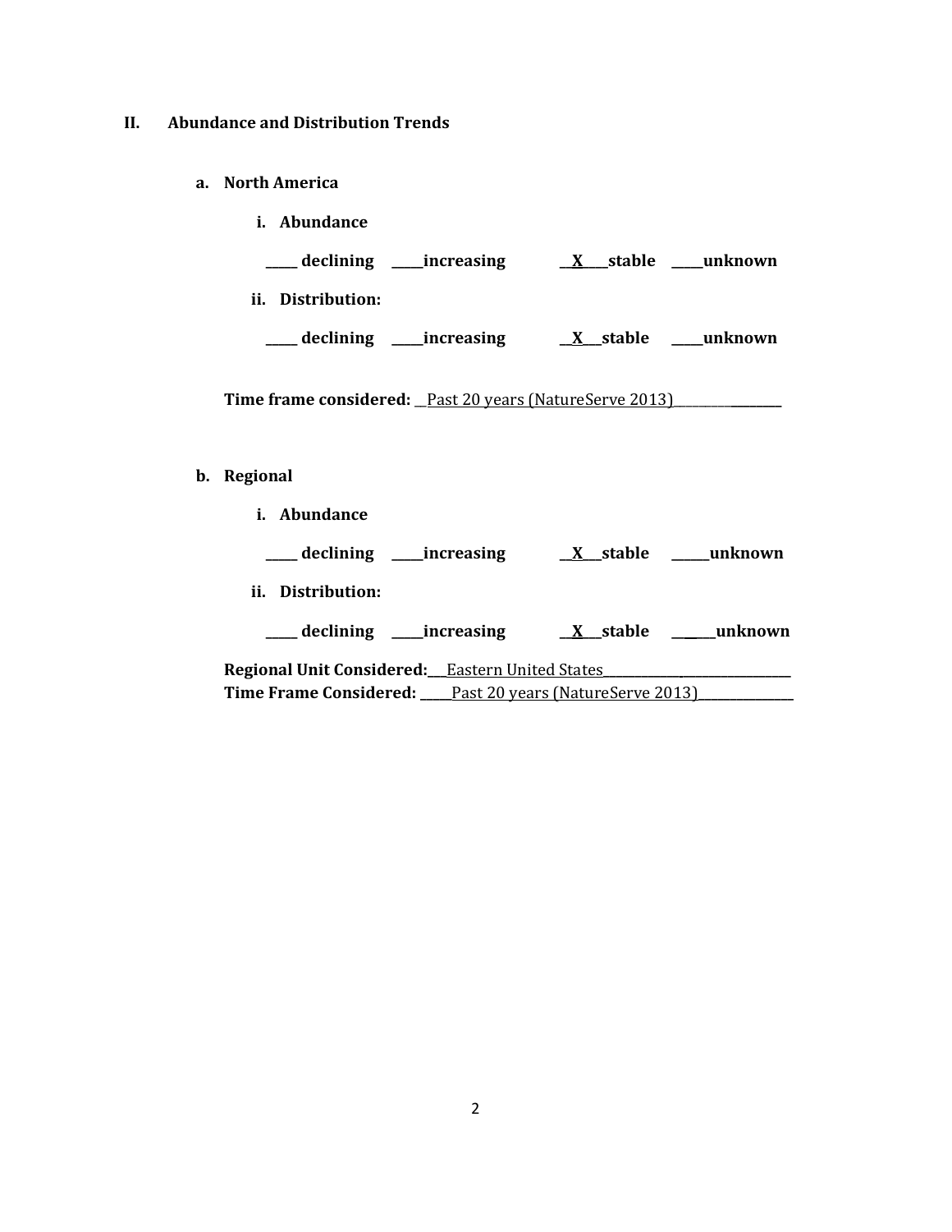## II. Abundance and Distribution Trends

### a. North America

**i. Abundance**

**_____ declining _____increasing __X____stable _____unknown**

**ii. Distribution:**

**_____ declining _____increasing __X___stable _____unknown**

**Time frame considered:** __Past 20 years (NatureServe 2013)__________________

### b. Regional

**i. Abundance**

**_____ declining _____increasing __X___stable ______unknown**

**ii. Distribution:**

**_____ declining _____increasing __X___stable ______unknown**

**Regional Unit Considered:**___Eastern United States_______________________________

**Time Frame Considered:** _____Past 20 years (NatureServe 2013)_______________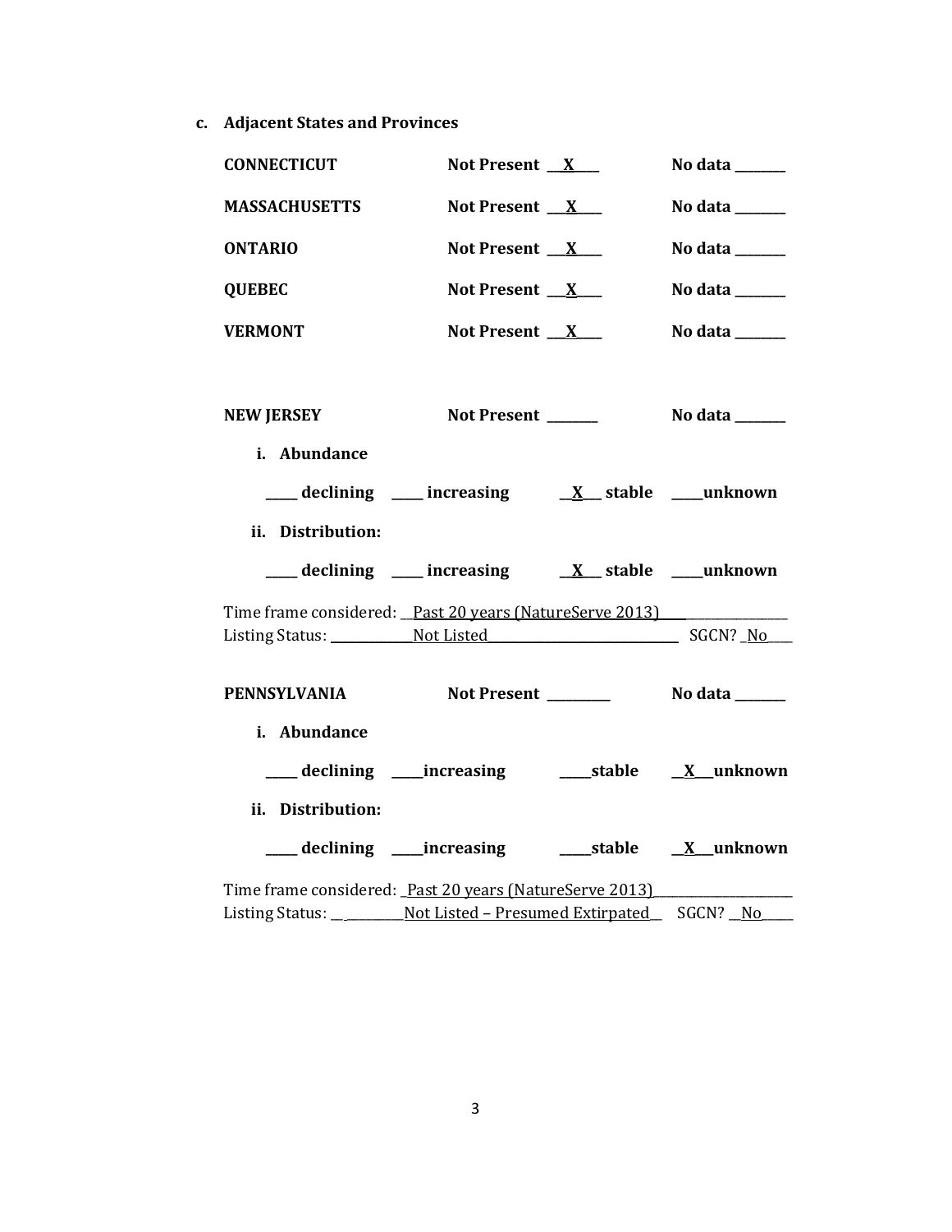**c. Adjacent States and Provinces**

**CONNECTICUT** **Not Present __X____** **No data _______**

**MASSACHUSETTS** **Not Present ___X____** **No data _______**

**ONTARIO** **Not Present ___X____** **No data _______**

**QUEBEC** **Not Present ___X____** **No data _______**

**VERMONT** **Not Present ___X____** **No data _______**

**NEW JERSEY** **Not Present _______** **No data _______**

**i. Abundance**

**_____ declining _____ increasing __X___ stable _____unknown**

**ii. Distribution:**

**_____ declining _____ increasing __X___ stable _____unknown**

Time frame considered: _Past 20 years (NatureServe 2013)_______________

Listing Status: ____________Not Listed____________________________ SGCN? _No____

**PENNSYLVANIA** **Not Present _________** **No data _______**

**i. Abundance**

**_____ declining _____increasing _____stable __X__unknown**

**ii. Distribution:**

**_____ declining _____increasing _____stable __X__unknown**

Time frame considered: _Past 20 years (NatureServe 2013)___________________

Listing Status: __________Not Listed – Presumed Extirpated__ SGCN? __No_____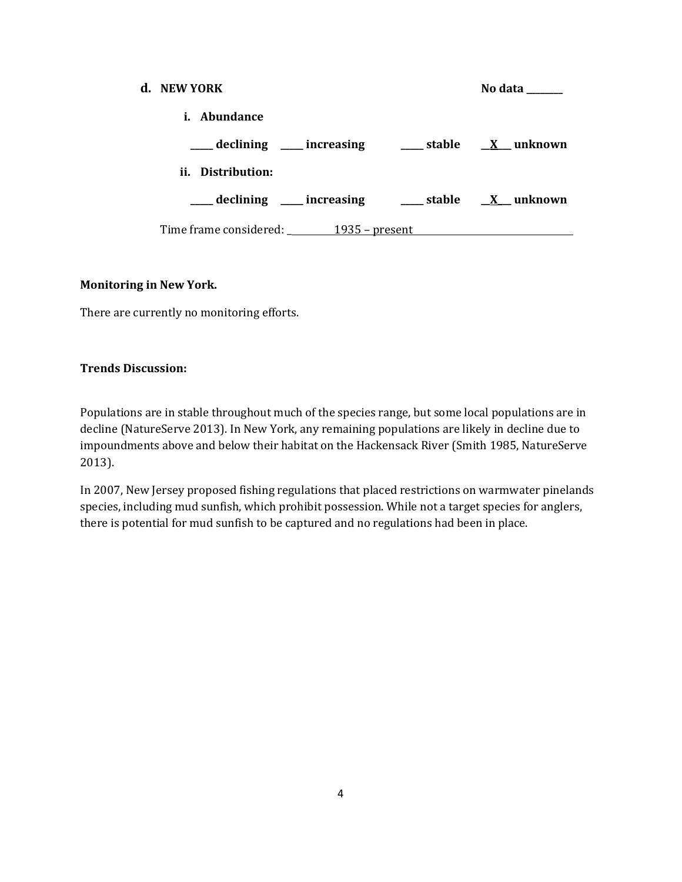**d. NEW YORK** **No data ________**

**i. Abundance**

**_____ declining _____ increasing _____ stable __X___ unknown**

**ii. Distribution:**

**_____ declining _____ increasing _____ stable __X___ unknown**

Time frame considered: ___1935 – present___

**Monitoring in New York.**

There are currently no monitoring efforts.

**Trends Discussion:**

Populations are in stable throughout much of the species range, but some local populations are in decline (NatureServe 2013). In New York, any remaining populations are likely in decline due to impoundments above and below their habitat on the Hackensack River (Smith 1985, NatureServe 2013).

In 2007, New Jersey proposed fishing regulations that placed restrictions on warmwater pinelands species, including mud sunfish, which prohibit possession. While not a target species for anglers, there is potential for mud sunfish to be captured and no regulations had been in place.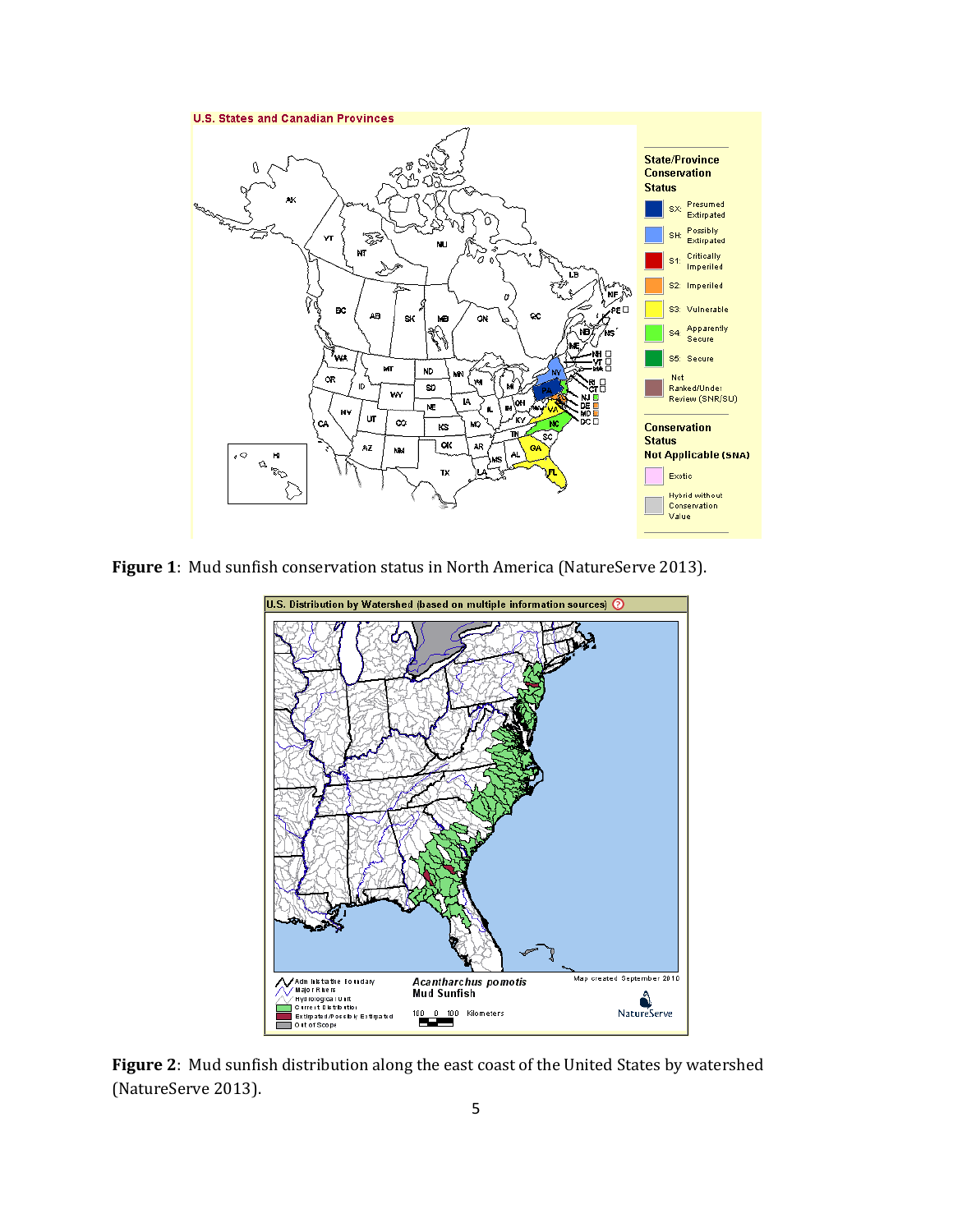**Figure 1**: Mud sunfish conservation status in North America (NatureServe 2013).

**Figure 2**: Mud sunfish distribution along the east coast of the United States by watershed (NatureServe 2013).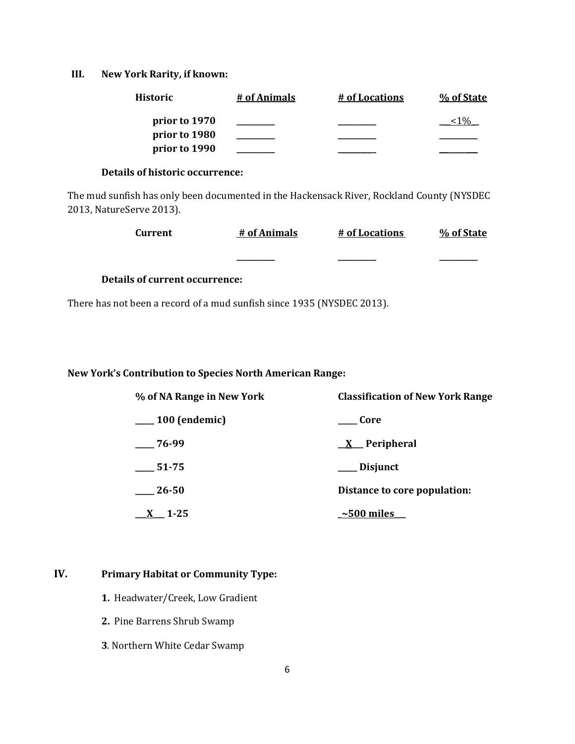## III. New York Rarity, if known:

| Historic | # of Animals | # of Locations | % of State |
|---|---|---|---|
| prior to 1970 | ________ | ________ | __<1%__ |
| prior to 1980 | ________ | ________ | ________ |
| prior to 1990 | ________ | ________ | ________ |

**Details of historic occurrence:**

The mud sunfish has only been documented in the Hackensack River, Rockland County (NYSDEC 2013, NatureServe 2013).

| Current | # of Animals | # of Locations | % of State |
|---|---|---|---|
| | ________ | ________ | ________ |

**Details of current occurrence:**

There has not been a record of a mud sunfish since 1935 (NYSDEC 2013).

**New York's Contribution to Species North American Range:**

| % of NA Range in New York | Classification of New York Range |
|---|---|
| ____ 100 (endemic) | ____ Core |
| ____ 76-99 | __X__ Peripheral |
| ____ 51-75 | ____ Disjunct |
| ____ 26-50 | Distance to core population: |
| __X__ 1-25 | _~500 miles__ |

## IV. Primary Habitat or Community Type:

**1.** Headwater/Creek, Low Gradient

**2.** Pine Barrens Shrub Swamp

**3**. Northern White Cedar Swamp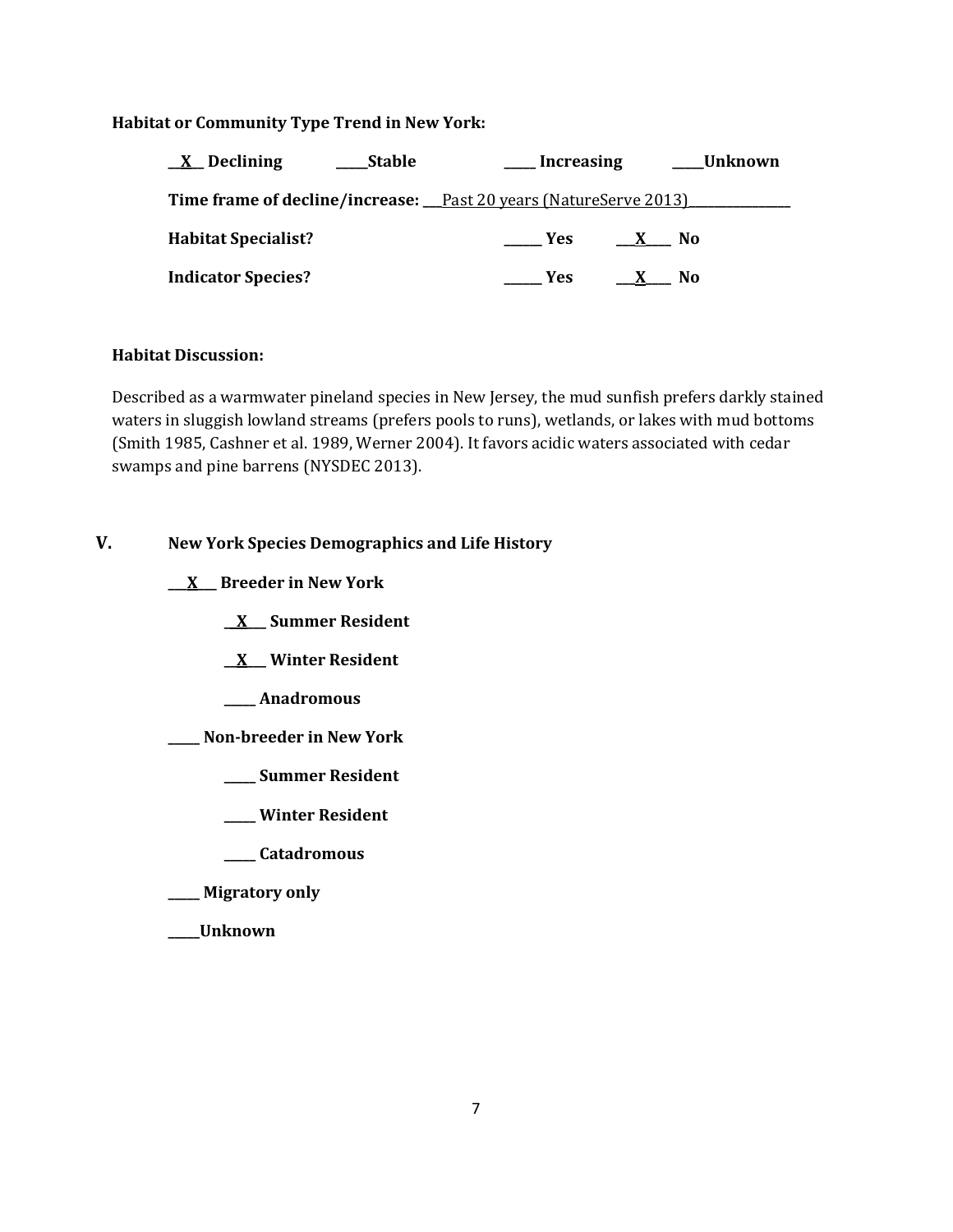**Habitat or Community Type Trend in New York:**

__X__ Declining  _____Stable  _____ Increasing  _____Unknown

**Time frame of decline/increase:** ___Past 20 years (NatureServe 2013)________________

**Habitat Specialist?** ______ Yes  ___X____ No

**Indicator Species?** ______ Yes  ___X____ No

**Habitat Discussion:**

Described as a warmwater pineland species in New Jersey, the mud sunfish prefers darkly stained waters in sluggish lowland streams (prefers pools to runs), wetlands, or lakes with mud bottoms (Smith 1985, Cashner et al. 1989, Werner 2004). It favors acidic waters associated with cedar swamps and pine barrens (NYSDEC 2013).

## V. New York Species Demographics and Life History

___X___ Breeder in New York

- __X___ Summer Resident
- __X___ Winter Resident
- _____ Anadromous

_____ Non-breeder in New York

- _____ Summer Resident
- _____ Winter Resident
- _____ Catadromous

_____ Migratory only

_____Unknown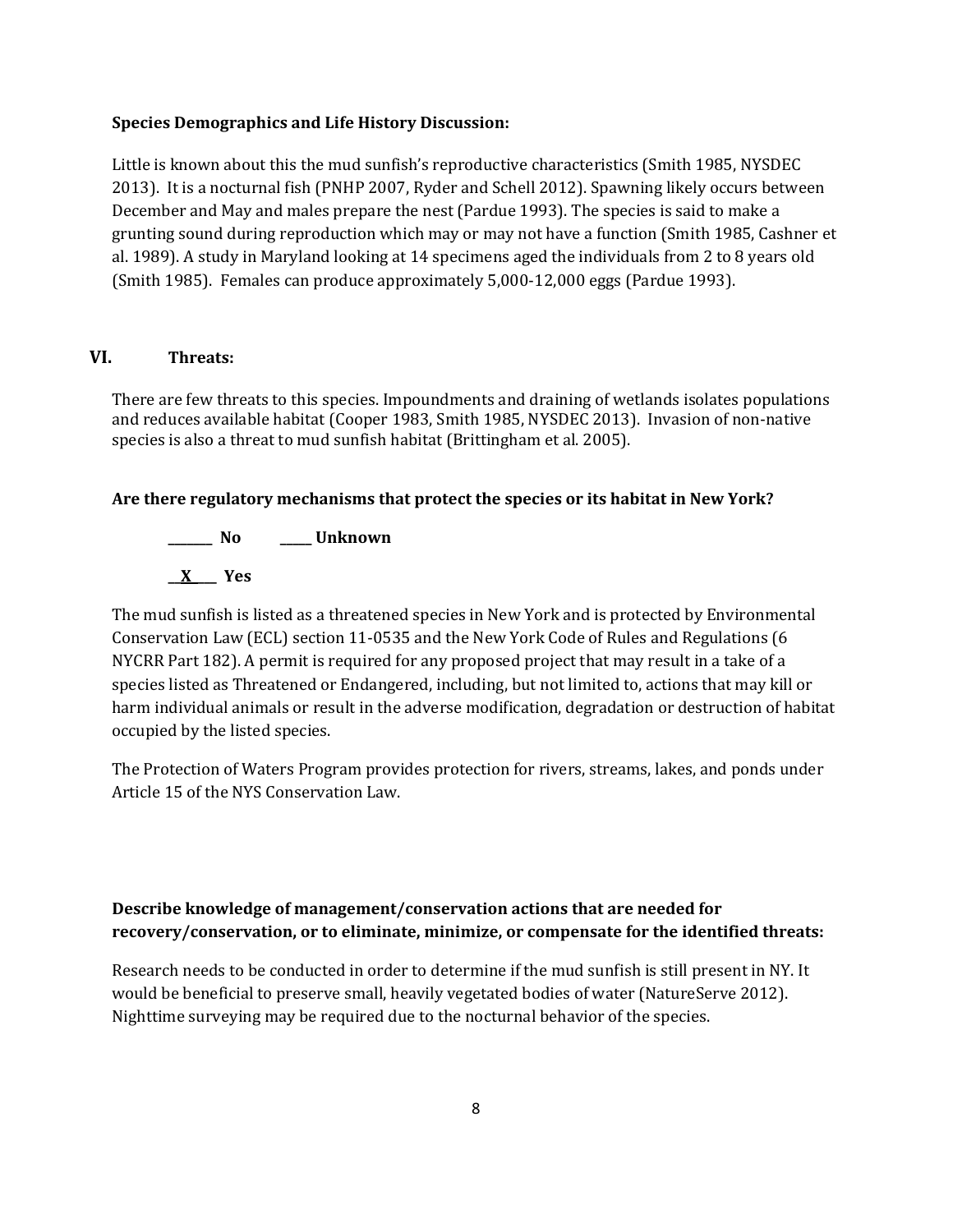**Species Demographics and Life History Discussion:**

Little is known about this the mud sunfish's reproductive characteristics (Smith 1985, NYSDEC 2013). It is a nocturnal fish (PNHP 2007, Ryder and Schell 2012). Spawning likely occurs between December and May and males prepare the nest (Pardue 1993). The species is said to make a grunting sound during reproduction which may or may not have a function (Smith 1985, Cashner et al. 1989). A study in Maryland looking at 14 specimens aged the individuals from 2 to 8 years old (Smith 1985). Females can produce approximately 5,000-12,000 eggs (Pardue 1993).

## VI. Threats:

There are few threats to this species. Impoundments and draining of wetlands isolates populations and reduces available habitat (Cooper 1983, Smith 1985, NYSDEC 2013). Invasion of non-native species is also a threat to mud sunfish habitat (Brittingham et al. 2005).

**Are there regulatory mechanisms that protect the species or its habitat in New York?**

**_______ No     _____ Unknown**

**__X___ Yes**

The mud sunfish is listed as a threatened species in New York and is protected by Environmental Conservation Law (ECL) section 11-0535 and the New York Code of Rules and Regulations (6 NYCRR Part 182). A permit is required for any proposed project that may result in a take of a species listed as Threatened or Endangered, including, but not limited to, actions that may kill or harm individual animals or result in the adverse modification, degradation or destruction of habitat occupied by the listed species.

The Protection of Waters Program provides protection for rivers, streams, lakes, and ponds under Article 15 of the NYS Conservation Law.

**Describe knowledge of management/conservation actions that are needed for recovery/conservation, or to eliminate, minimize, or compensate for the identified threats:**

Research needs to be conducted in order to determine if the mud sunfish is still present in NY. It would be beneficial to preserve small, heavily vegetated bodies of water (NatureServe 2012). Nighttime surveying may be required due to the nocturnal behavior of the species.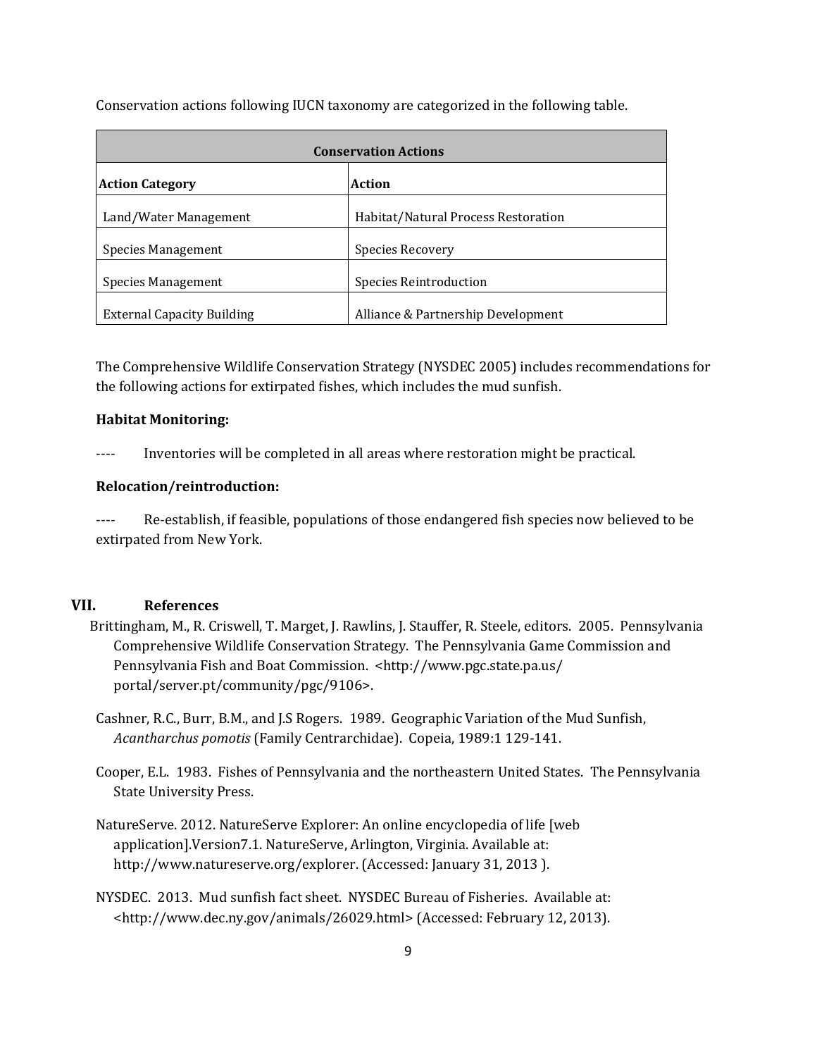Conservation actions following IUCN taxonomy are categorized in the following table.

| Conservation Actions | |
|---|---|
| **Action Category** | **Action** |
| Land/Water Management | Habitat/Natural Process Restoration |
| Species Management | Species Recovery |
| Species Management | Species Reintroduction |
| External Capacity Building | Alliance & Partnership Development |

The Comprehensive Wildlife Conservation Strategy (NYSDEC 2005) includes recommendations for the following actions for extirpated fishes, which includes the mud sunfish.

**Habitat Monitoring:**

---- Inventories will be completed in all areas where restoration might be practical.

**Relocation/reintroduction:**

---- Re-establish, if feasible, populations of those endangered fish species now believed to be extirpated from New York.

## VII. References

Brittingham, M., R. Criswell, T. Marget, J. Rawlins, J. Stauffer, R. Steele, editors. 2005. Pennsylvania Comprehensive Wildlife Conservation Strategy. The Pennsylvania Game Commission and Pennsylvania Fish and Boat Commission. <http://www.pgc.state.pa.us/portal/server.pt/community/pgc/9106>.

Cashner, R.C., Burr, B.M., and J.S Rogers. 1989. Geographic Variation of the Mud Sunfish, *Acantharchus pomotis* (Family Centrarchidae). Copeia, 1989:1 129-141.

Cooper, E.L. 1983. Fishes of Pennsylvania and the northeastern United States. The Pennsylvania State University Press.

NatureServe. 2012. NatureServe Explorer: An online encyclopedia of life [web application].Version7.1. NatureServe, Arlington, Virginia. Available at: http://www.natureserve.org/explorer. (Accessed: January 31, 2013 ).

NYSDEC. 2013. Mud sunfish fact sheet. NYSDEC Bureau of Fisheries. Available at: <http://www.dec.ny.gov/animals/26029.html> (Accessed: February 12, 2013).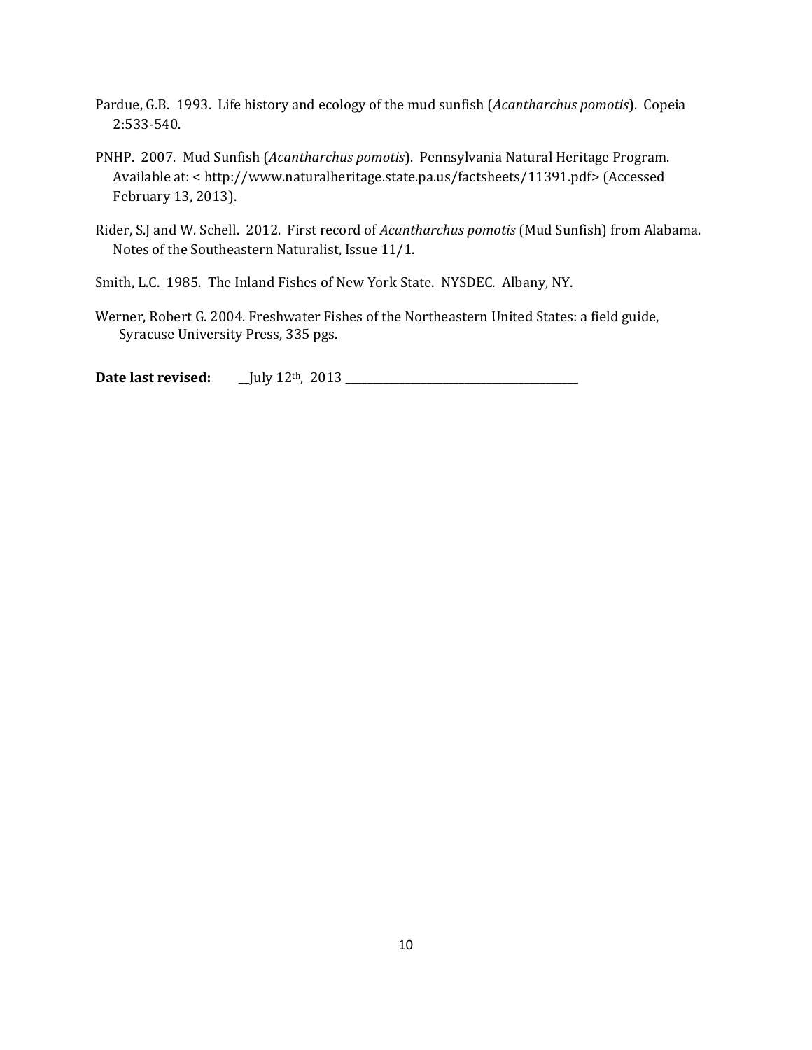Pardue, G.B. 1993. Life history and ecology of the mud sunfish (*Acantharchus pomotis*). Copeia 2:533-540.

PNHP. 2007. Mud Sunfish (*Acantharchus pomotis*). Pennsylvania Natural Heritage Program. Available at: < http://www.naturalheritage.state.pa.us/factsheets/11391.pdf> (Accessed February 13, 2013).

Rider, S.J and W. Schell. 2012. First record of *Acantharchus pomotis* (Mud Sunfish) from Alabama. Notes of the Southeastern Naturalist, Issue 11/1.

Smith, L.C. 1985. The Inland Fishes of New York State. NYSDEC. Albany, NY.

Werner, Robert G. 2004. Freshwater Fishes of the Northeastern United States: a field guide, Syracuse University Press, 335 pgs.

**Date last revised:** July 12th, 2013